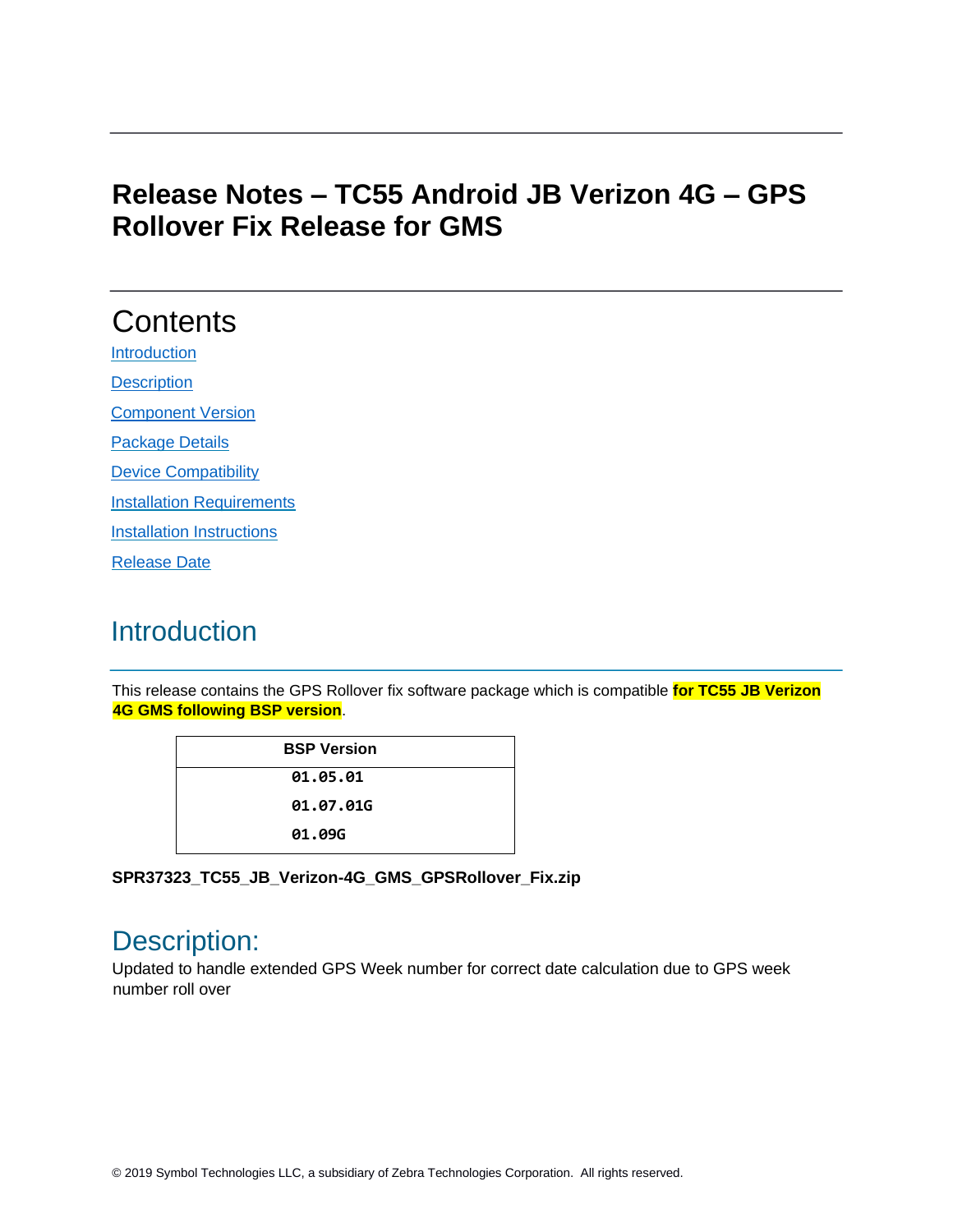# Release Notes – TC55 Android JB Verizon 4G – GPS Rollover Fix Release for GMS

## Contents

Introduction

Description

Component Version

Package Details

Device Compatibility

Installation Requirements

Installation Instructions

Release Date

## Introduction

This release contains the GPS Rollover fix software package which is compatible **for TC55 JB Verizon 4G GMS following BSP version**.

| BSP Version |
|---|
| 01.05.01 |
| 01.07.01G |
| 01.09G |

**SPR37323_TC55_JB_Verizon-4G_GMS_GPSRollover_Fix.zip**

## Description:

Updated to handle extended GPS Week number for correct date calculation due to GPS week number roll over

© 2019 Symbol Technologies LLC, a subsidiary of Zebra Technologies Corporation. All rights reserved.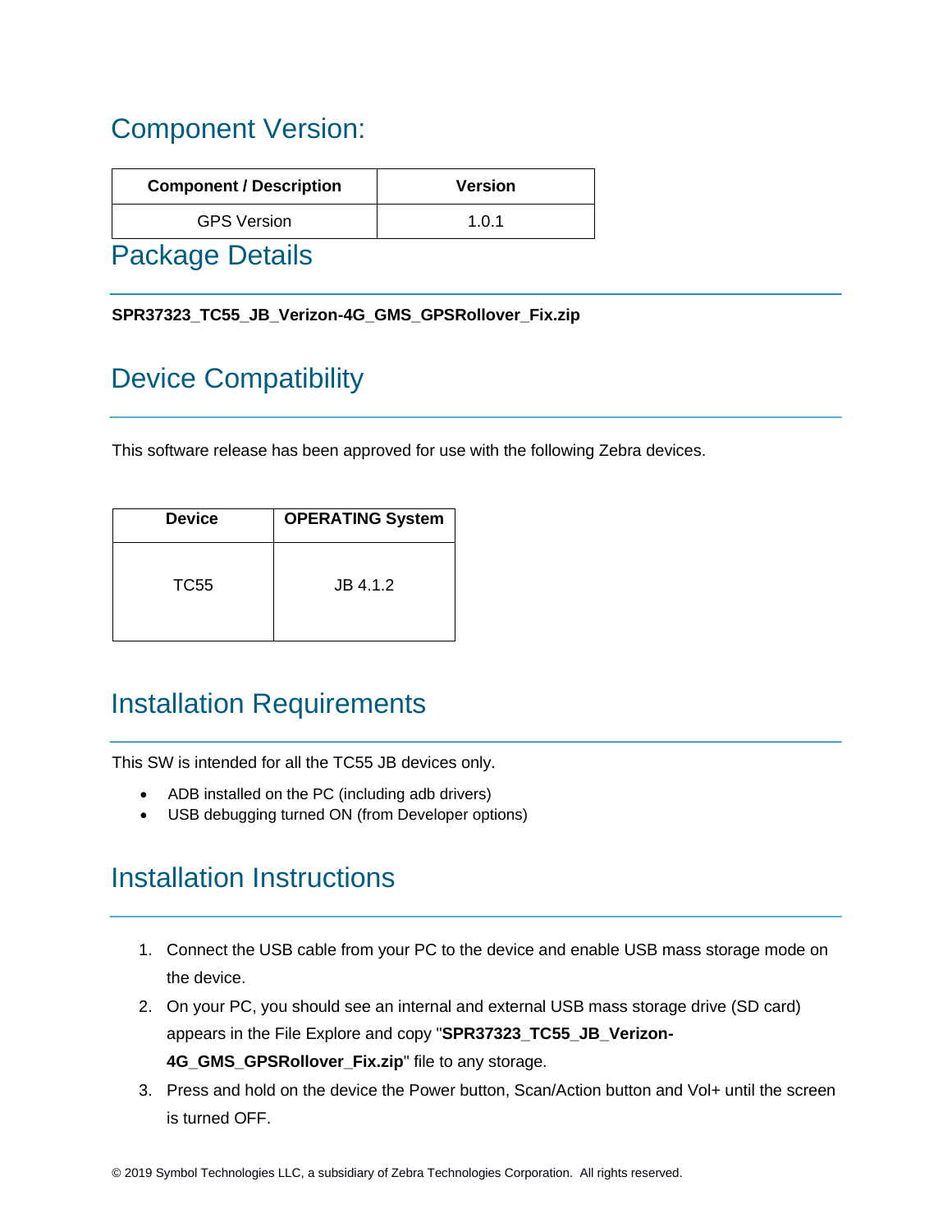## Component Version:

| Component / Description | Version |
| --- | --- |
| GPS Version | 1.0.1 |

## Package Details

**SPR37323_TC55_JB_Verizon-4G_GMS_GPSRollover_Fix.zip**

## Device Compatibility

This software release has been approved for use with the following Zebra devices.

| Device | OPERATING System |
| --- | --- |
| TC55 | JB 4.1.2 |

## Installation Requirements

This SW is intended for all the TC55 JB devices only.

- ADB installed on the PC (including adb drivers)
- USB debugging turned ON (from Developer options)

## Installation Instructions

1. Connect the USB cable from your PC to the device and enable USB mass storage mode on the device.
2. On your PC, you should see an internal and external USB mass storage drive (SD card) appears in the File Explore and copy "**SPR37323_TC55_JB_Verizon-4G_GMS_GPSRollover_Fix.zip**" file to any storage.
3. Press and hold on the device the Power button, Scan/Action button and Vol+ until the screen is turned OFF.

© 2019 Symbol Technologies LLC, a subsidiary of Zebra Technologies Corporation. All rights reserved.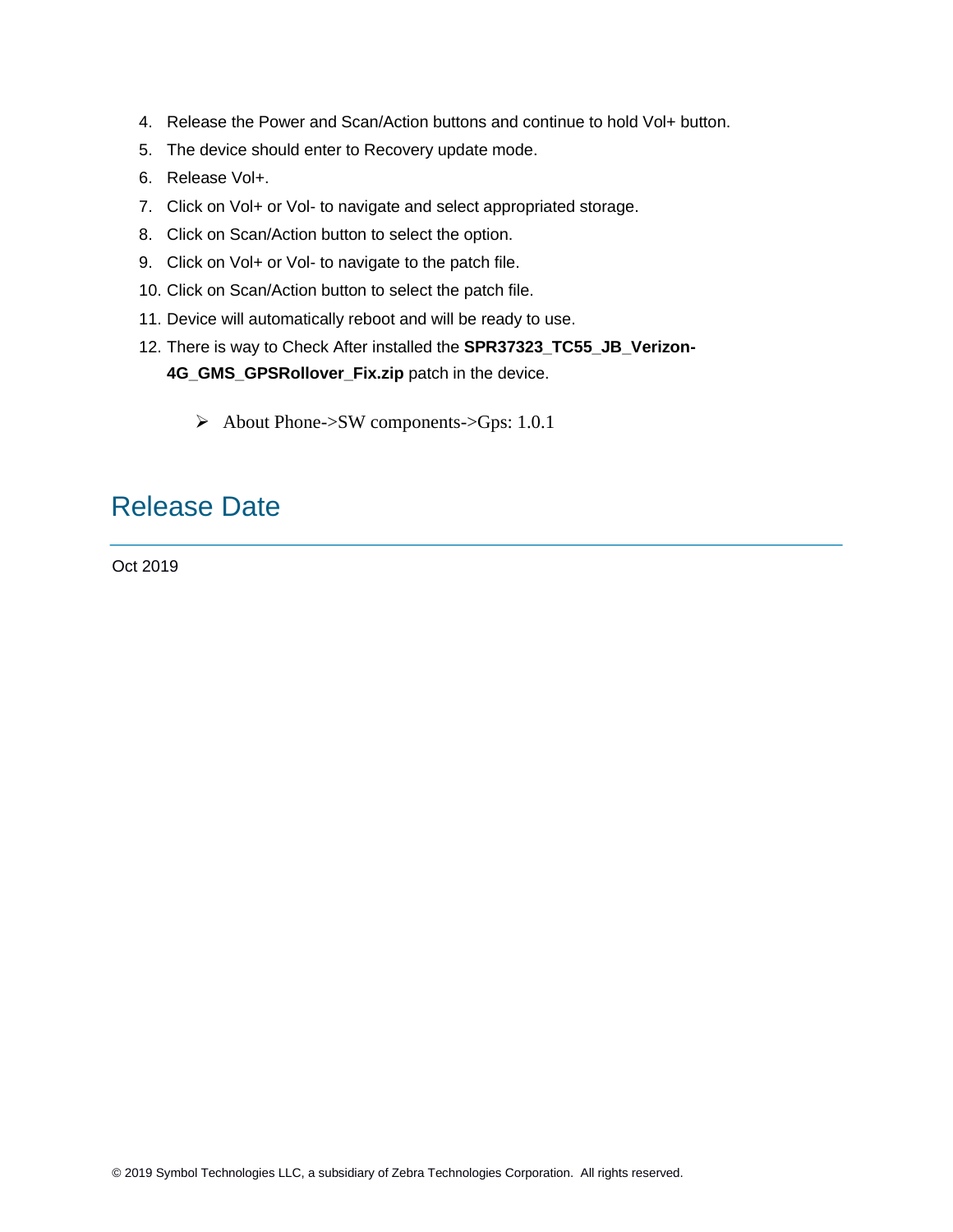4. Release the Power and Scan/Action buttons and continue to hold Vol+ button.
5. The device should enter to Recovery update mode.
6. Release Vol+.
7. Click on Vol+ or Vol- to navigate and select appropriated storage.
8. Click on Scan/Action button to select the option.
9. Click on Vol+ or Vol- to navigate to the patch file.
10. Click on Scan/Action button to select the patch file.
11. Device will automatically reboot and will be ready to use.
12. There is way to Check After installed the **SPR37323_TC55_JB_Verizon-4G_GMS_GPSRollover_Fix.zip** patch in the device.

    - About Phone->SW components->Gps: 1.0.1

## Release Date

Oct 2019

© 2019 Symbol Technologies LLC, a subsidiary of Zebra Technologies Corporation. All rights reserved.